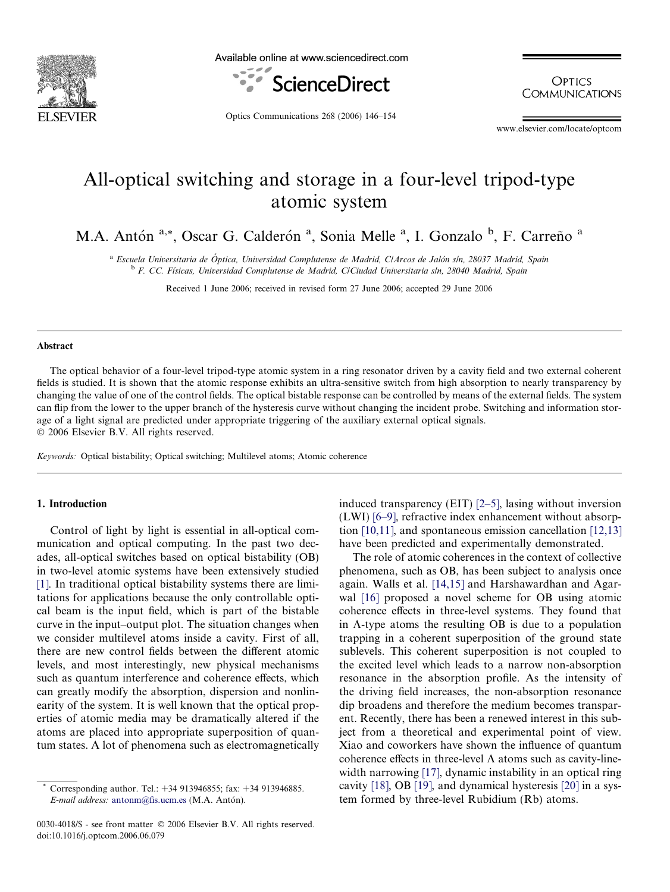# All-optical switching and storage in a four-level tripod-type atomic system

M.A. Antón [a,*], Oscar G. Calderón [a], Sonia Melle [a], I. Gonzalo [b], F. Carreño [a]

[a] Escuela Universitaria de Óptica, Universidad Complutense de Madrid, C/Arcos de Jalón s/n, 28037 Madrid, Spain

[b] F. CC. Físicas, Universidad Complutense de Madrid, C/Ciudad Universitaria s/n, 28040 Madrid, Spain

Received 1 June 2006; received in revised form 27 June 2006; accepted 29 June 2006

## Abstract

The optical behavior of a four-level tripod-type atomic system in a ring resonator driven by a cavity field and two external coherent fields is studied. It is shown that the atomic response exhibits an ultra-sensitive switch from high absorption to nearly transparency by changing the value of one of the control fields. The optical bistable response can be controlled by means of the external fields. The system can flip from the lower to the upper branch of the hysteresis curve without changing the incident probe. Switching and information storage of a light signal are predicted under appropriate triggering of the auxiliary external optical signals.

© 2006 Elsevier B.V. All rights reserved.

*Keywords:* Optical bistability; Optical switching; Multilevel atoms; Atomic coherence

## 1. Introduction

Control of light by light is essential in all-optical communication and optical computing. In the past two decades, all-optical switches based on optical bistability (OB) in two-level atomic systems have been extensively studied [1]. In traditional optical bistability systems there are limitations for applications because the only controllable optical beam is the input field, which is part of the bistable curve in the input–output plot. The situation changes when we consider multilevel atoms inside a cavity. First of all, there are new control fields between the different atomic levels, and most interestingly, new physical mechanisms such as quantum interference and coherence effects, which can greatly modify the absorption, dispersion and nonlinearity of the system. It is well known that the optical properties of atomic media may be dramatically altered if the atoms are placed into appropriate superposition of quantum states. A lot of phenomena such as electromagnetically induced transparency (EIT) [2–5], lasing without inversion (LWI) [6–9], refractive index enhancement without absorption [10,11], and spontaneous emission cancellation [12,13] have been predicted and experimentally demonstrated.

The role of atomic coherences in the context of collective phenomena, such as OB, has been subject to analysis once again. Walls et al. [14,15] and Harshawardhan and Agarwal [16] proposed a novel scheme for OB using atomic coherence effects in three-level systems. They found that in Λ-type atoms the resulting OB is due to a population trapping in a coherent superposition of the ground state sublevels. This coherent superposition is not coupled to the excited level which leads to a narrow non-absorption resonance in the absorption profile. As the intensity of the driving field increases, the non-absorption resonance dip broadens and therefore the medium becomes transparent. Recently, there has been a renewed interest in this subject from a theoretical and experimental point of view. Xiao and coworkers have shown the influence of quantum coherence effects in three-level Λ atoms such as cavity-linewidth narrowing [17], dynamic instability in an optical ring cavity [18], OB [19], and dynamical hysteresis [20] in a system formed by three-level Rubidium (Rb) atoms.

* Corresponding author. Tel.: +34 913946855; fax: +34 913946885. *E-mail address:* antonm@fis.ucm.es (M.A. Antón).

0030-4018/$ - see front matter © 2006 Elsevier B.V. All rights reserved.
doi:10.1016/j.optcom.2006.06.079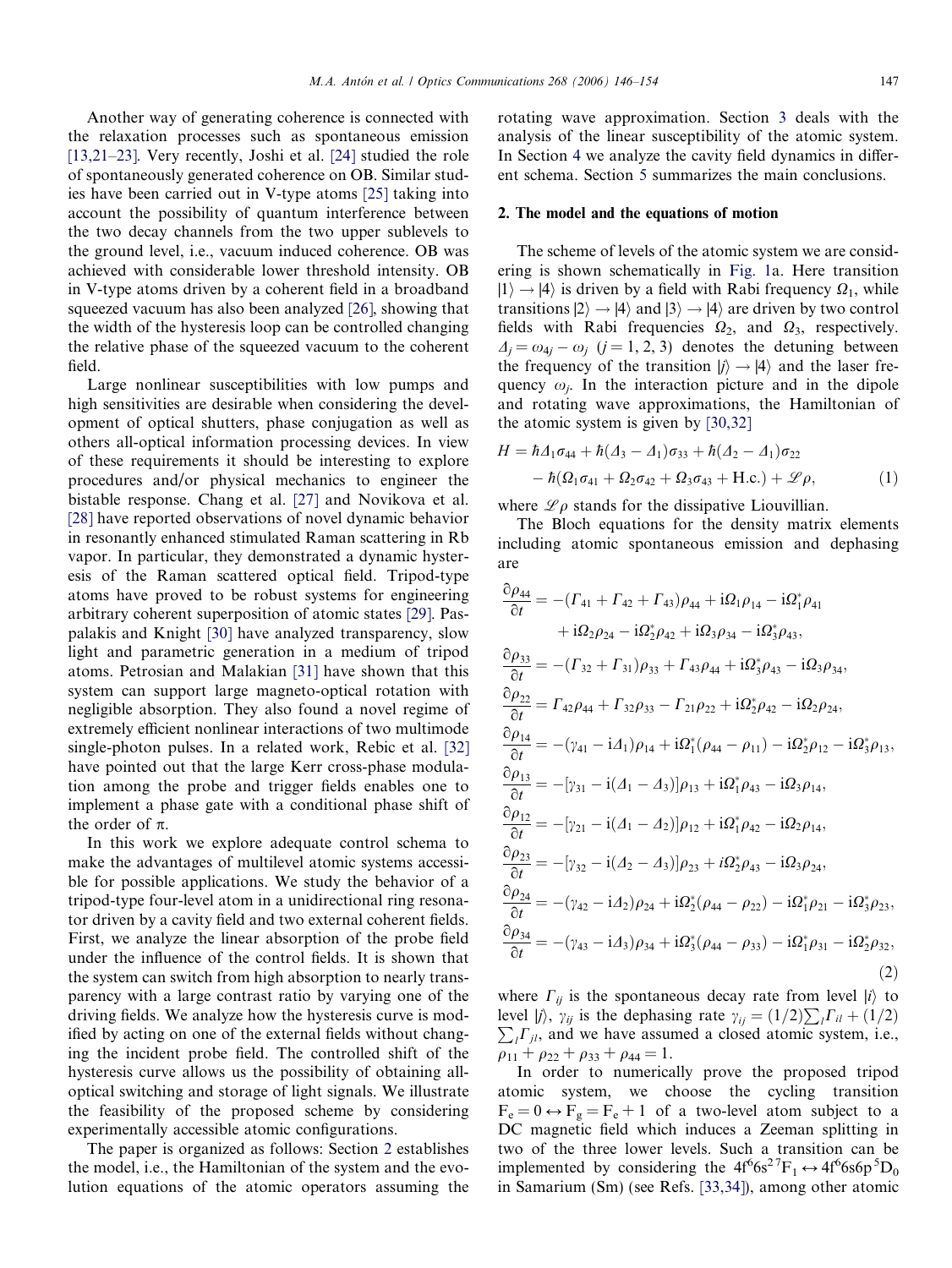Another way of generating coherence is connected with the relaxation processes such as spontaneous emission [13,21–23]. Very recently, Joshi et al. [24] studied the role of spontaneously generated coherence on OB. Similar studies have been carried out in V-type atoms [25] taking into account the possibility of quantum interference between the two decay channels from the two upper sublevels to the ground level, i.e., vacuum induced coherence. OB was achieved with considerable lower threshold intensity. OB in V-type atoms driven by a coherent field in a broadband squeezed vacuum has also been analyzed [26], showing that the width of the hysteresis loop can be controlled changing the relative phase of the squeezed vacuum to the coherent field.

Large nonlinear susceptibilities with low pumps and high sensitivities are desirable when considering the development of optical shutters, phase conjugation as well as others all-optical information processing devices. In view of these requirements it should be interesting to explore procedures and/or physical mechanics to engineer the bistable response. Chang et al. [27] and Novikova et al. [28] have reported observations of novel dynamic behavior in resonantly enhanced stimulated Raman scattering in Rb vapor. In particular, they demonstrated a dynamic hysteresis of the Raman scattered optical field. Tripod-type atoms have proved to be robust systems for engineering arbitrary coherent superposition of atomic states [29]. Paspalakis and Knight [30] have analyzed transparency, slow light and parametric generation in a medium of tripod atoms. Petrosian and Malakian [31] have shown that this system can support large magneto-optical rotation with negligible absorption. They also found a novel regime of extremely efficient nonlinear interactions of two multimode single-photon pulses. In a related work, Rebic et al. [32] have pointed out that the large Kerr cross-phase modulation among the probe and trigger fields enables one to implement a phase gate with a conditional phase shift of the order of π.

In this work we explore adequate control schema to make the advantages of multilevel atomic systems accessible for possible applications. We study the behavior of a tripod-type four-level atom in a unidirectional ring resonator driven by a cavity field and two external coherent fields. First, we analyze the linear absorption of the probe field under the influence of the control fields. It is shown that the system can switch from high absorption to nearly transparency with a large contrast ratio by varying one of the driving fields. We analyze how the hysteresis curve is modified by acting on one of the external fields without changing the incident probe field. The controlled shift of the hysteresis curve allows us the possibility of obtaining all-optical switching and storage of light signals. We illustrate the feasibility of the proposed scheme by considering experimentally accessible atomic configurations.

The paper is organized as follows: Section 2 establishes the model, i.e., the Hamiltonian of the system and the evolution equations of the atomic operators assuming the rotating wave approximation. Section 3 deals with the analysis of the linear susceptibility of the atomic system. In Section 4 we analyze the cavity field dynamics in different schema. Section 5 summarizes the main conclusions.

## 2. The model and the equations of motion

The scheme of levels of the atomic system we are considering is shown schematically in Fig. 1a. Here transition $|1\rangle \rightarrow |4\rangle$ is driven by a field with Rabi frequency $\Omega_1$, while transitions $|2\rangle \rightarrow |4\rangle$ and $|3\rangle \rightarrow |4\rangle$ are driven by two control fields with Rabi frequencies $\Omega_2$, and $\Omega_3$, respectively. $\Delta_j = \omega_{4j} - \omega_j$ $(j = 1, 2, 3)$ denotes the detuning between the frequency of the transition $|j\rangle \rightarrow |4\rangle$ and the laser frequency $\omega_j$. In the interaction picture and in the dipole and rotating wave approximations, the Hamiltonian of the atomic system is given by [30,32]

$$
\begin{aligned}
H = {} & \hbar\Delta_1\sigma_{44} + \hbar(\Delta_3 - \Delta_1)\sigma_{33} + \hbar(\Delta_2 - \Delta_1)\sigma_{22} \\
& - \hbar(\Omega_1\sigma_{41} + \Omega_2\sigma_{42} + \Omega_3\sigma_{43} + \text{H.c.}) + \mathscr{L}\rho, \qquad (1)
\end{aligned}
$$

where $\mathscr{L}\rho$ stands for the dissipative Liouvillian.

The Bloch equations for the density matrix elements including atomic spontaneous emission and dephasing are

$$
\begin{aligned}
\frac{\partial\rho_{44}}{\partial t} = {} & -(\Gamma_{41} + \Gamma_{42} + \Gamma_{43})\rho_{44} + \mathrm{i}\Omega_1\rho_{14} - \mathrm{i}\Omega_1^*\rho_{41} \\
& + \mathrm{i}\Omega_2\rho_{24} - \mathrm{i}\Omega_2^*\rho_{42} + \mathrm{i}\Omega_3\rho_{34} - \mathrm{i}\Omega_3^*\rho_{43}, \\
\frac{\partial\rho_{33}}{\partial t} = {} & -(\Gamma_{32} + \Gamma_{31})\rho_{33} + \Gamma_{43}\rho_{44} + \mathrm{i}\Omega_3^*\rho_{43} - \mathrm{i}\Omega_3\rho_{34}, \\
\frac{\partial\rho_{22}}{\partial t} = {} & \Gamma_{42}\rho_{44} + \Gamma_{32}\rho_{33} - \Gamma_{21}\rho_{22} + \mathrm{i}\Omega_2^*\rho_{42} - \mathrm{i}\Omega_2\rho_{24}, \\
\frac{\partial\rho_{14}}{\partial t} = {} & -(\gamma_{41} - \mathrm{i}\Delta_1)\rho_{14} + \mathrm{i}\Omega_1^*(\rho_{44} - \rho_{11}) - \mathrm{i}\Omega_2^*\rho_{12} - \mathrm{i}\Omega_3^*\rho_{13}, \\
\frac{\partial\rho_{13}}{\partial t} = {} & -[\gamma_{31} - \mathrm{i}(\Delta_1 - \Delta_3)]\rho_{13} + \mathrm{i}\Omega_1^*\rho_{43} - \mathrm{i}\Omega_3\rho_{14}, \\
\frac{\partial\rho_{12}}{\partial t} = {} & -[\gamma_{21} - \mathrm{i}(\Delta_1 - \Delta_2)]\rho_{12} + \mathrm{i}\Omega_1^*\rho_{42} - \mathrm{i}\Omega_2\rho_{14}, \\
\frac{\partial\rho_{23}}{\partial t} = {} & -[\gamma_{32} - \mathrm{i}(\Delta_2 - \Delta_3)]\rho_{23} + i\Omega_2^*\rho_{43} - \mathrm{i}\Omega_3\rho_{24}, \\
\frac{\partial\rho_{24}}{\partial t} = {} & -(\gamma_{42} - \mathrm{i}\Delta_2)\rho_{24} + \mathrm{i}\Omega_2^*(\rho_{44} - \rho_{22}) - \mathrm{i}\Omega_1^*\rho_{21} - \mathrm{i}\Omega_3^*\rho_{23}, \\
\frac{\partial\rho_{34}}{\partial t} = {} & -(\gamma_{43} - \mathrm{i}\Delta_3)\rho_{34} + \mathrm{i}\Omega_3^*(\rho_{44} - \rho_{33}) - \mathrm{i}\Omega_1^*\rho_{31} - \mathrm{i}\Omega_2^*\rho_{32}, \qquad (2)
\end{aligned}
$$

where $\Gamma_{ij}$ is the spontaneous decay rate from level $|i\rangle$ to level $|j\rangle$, $\gamma_{ij}$ is the dephasing rate $\gamma_{ij} = (1/2)\sum_l \Gamma_{il} + (1/2)\sum_l \Gamma_{jl}$, and we have assumed a closed atomic system, i.e., $\rho_{11} + \rho_{22} + \rho_{33} + \rho_{44} = 1$.

In order to numerically prove the proposed tripod atomic system, we choose the cycling transition $F_e = 0 \leftrightarrow F_g = F_e + 1$ of a two-level atom subject to a DC magnetic field which induces a Zeeman splitting in two of the three lower levels. Such a transition can be implemented by considering the $4f^6 6s^2\,{}^7F_1 \leftrightarrow 4f^6 6s6p\,{}^5D_0$ in Samarium (Sm) (see Refs. [33,34]), among other atomic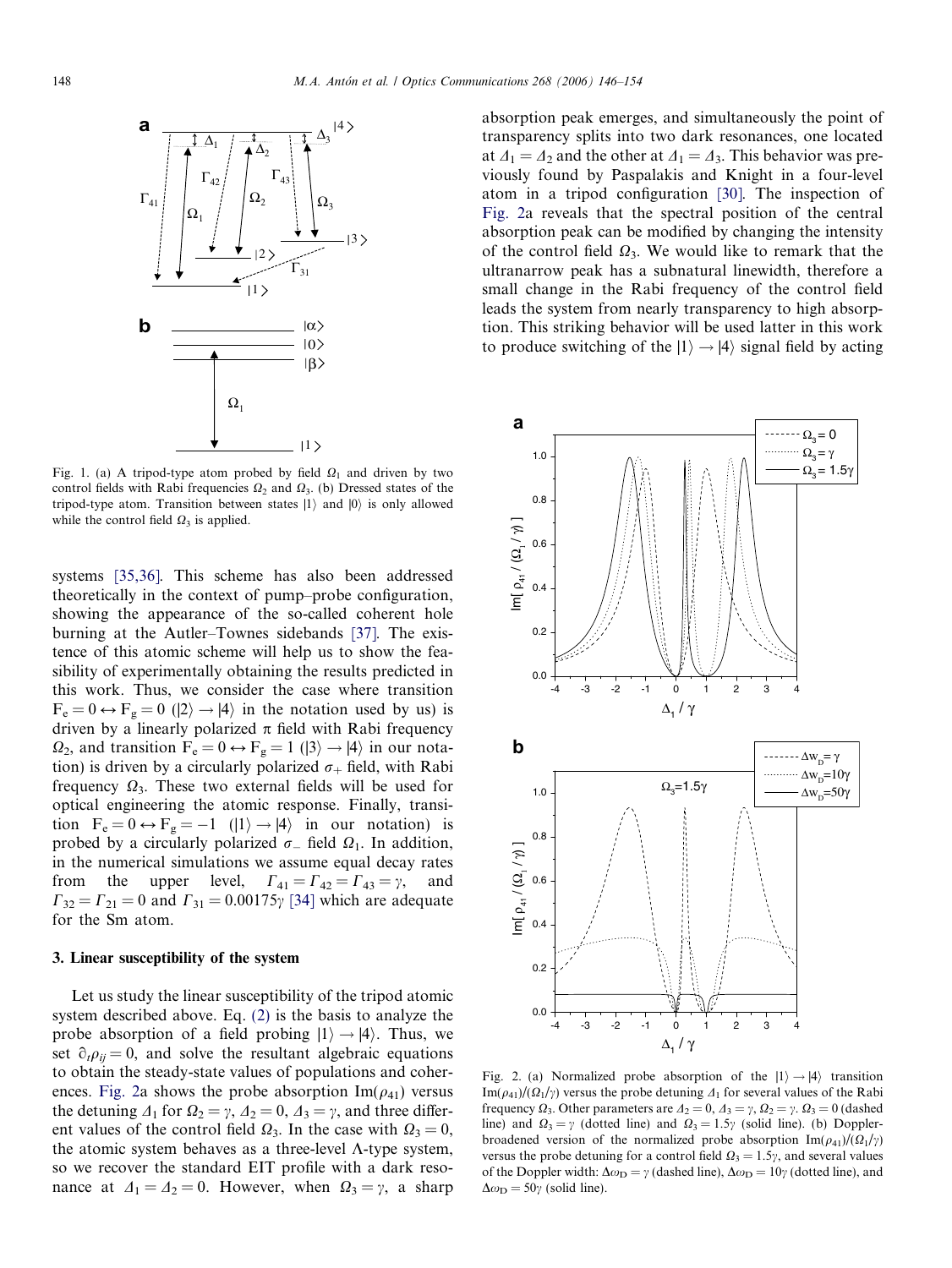Fig. 1. (a) A tripod-type atom probed by field $\Omega_1$ and driven by two control fields with Rabi frequencies $\Omega_2$ and $\Omega_3$. (b) Dressed states of the tripod-type atom. Transition between states $|1\rangle$ and $|0\rangle$ is only allowed while the control field $\Omega_3$ is applied.

systems [35,36]. This scheme has also been addressed theoretically in the context of pump–probe configuration, showing the appearance of the so-called coherent hole burning at the Autler–Townes sidebands [37]. The existence of this atomic scheme will help us to show the feasibility of experimentally obtaining the results predicted in this work. Thus, we consider the case where transition $F_e = 0 \leftrightarrow F_g = 0$ ($|2\rangle \to |4\rangle$ in the notation used by us) is driven by a linearly polarized $\pi$ field with Rabi frequency $\Omega_2$, and transition $F_e = 0 \leftrightarrow F_g = 1$ ($|3\rangle \to |4\rangle$ in our notation) is driven by a circularly polarized $\sigma_+$ field, with Rabi frequency $\Omega_3$. These two external fields will be used for optical engineering the atomic response. Finally, transition $F_e = 0 \leftrightarrow F_g = -1$ ($|1\rangle \to |4\rangle$ in our notation) is probed by a circularly polarized $\sigma_-$ field $\Omega_1$. In addition, in the numerical simulations we assume equal decay rates from the upper level, $\Gamma_{41} = \Gamma_{42} = \Gamma_{43} = \gamma$, and $\Gamma_{32} = \Gamma_{21} = 0$ and $\Gamma_{31} = 0.00175\gamma$ [34] which are adequate for the Sm atom.

## 3. Linear susceptibility of the system

Let us study the linear susceptibility of the tripod atomic system described above. Eq. (2) is the basis to analyze the probe absorption of a field probing $|1\rangle \to |4\rangle$. Thus, we set $\partial_t \rho_{ij} = 0$, and solve the resultant algebraic equations to obtain the steady-state values of populations and coherences. Fig. 2a shows the probe absorption $\mathrm{Im}(\rho_{41})$ versus the detuning $\Delta_1$ for $\Omega_2 = \gamma$, $\Delta_2 = 0$, $\Delta_3 = \gamma$, and three different values of the control field $\Omega_3$. In the case with $\Omega_3 = 0$, the atomic system behaves as a three-level $\Lambda$-type system, so we recover the standard EIT profile with a dark resonance at $\Delta_1 = \Delta_2 = 0$. However, when $\Omega_3 = \gamma$, a sharp absorption peak emerges, and simultaneously the point of transparency splits into two dark resonances, one located at $\Delta_1 = \Delta_2$ and the other at $\Delta_1 = \Delta_3$. This behavior was previously found by Paspalakis and Knight in a four-level atom in a tripod configuration [30]. The inspection of Fig. 2a reveals that the spectral position of the central absorption peak can be modified by changing the intensity of the control field $\Omega_3$. We would like to remark that the ultranarrow peak has a subnatural linewidth, therefore a small change in the Rabi frequency of the control field leads the system from nearly transparency to high absorption. This striking behavior will be used latter in this work to produce switching of the $|1\rangle \to |4\rangle$ signal field by acting

Fig. 2. (a) Normalized probe absorption of the $|1\rangle \to |4\rangle$ transition $\mathrm{Im}(\rho_{41})/(\Omega_1/\gamma)$ versus the probe detuning $\Delta_1$ for several values of the Rabi frequency $\Omega_3$. Other parameters are $\Delta_2 = 0$, $\Delta_3 = \gamma$, $\Omega_2 = \gamma$. $\Omega_3 = 0$ (dashed line) and $\Omega_3 = \gamma$ (dotted line) and $\Omega_3 = 1.5\gamma$ (solid line). (b) Doppler-broadened version of the normalized probe absorption $\mathrm{Im}(\rho_{41})/(\Omega_1/\gamma)$ versus the probe detuning for a control field $\Omega_3 = 1.5\gamma$, and several values of the Doppler width: $\Delta\omega_D = \gamma$ (dashed line), $\Delta\omega_D = 10\gamma$ (dotted line), and $\Delta\omega_D = 50\gamma$ (solid line).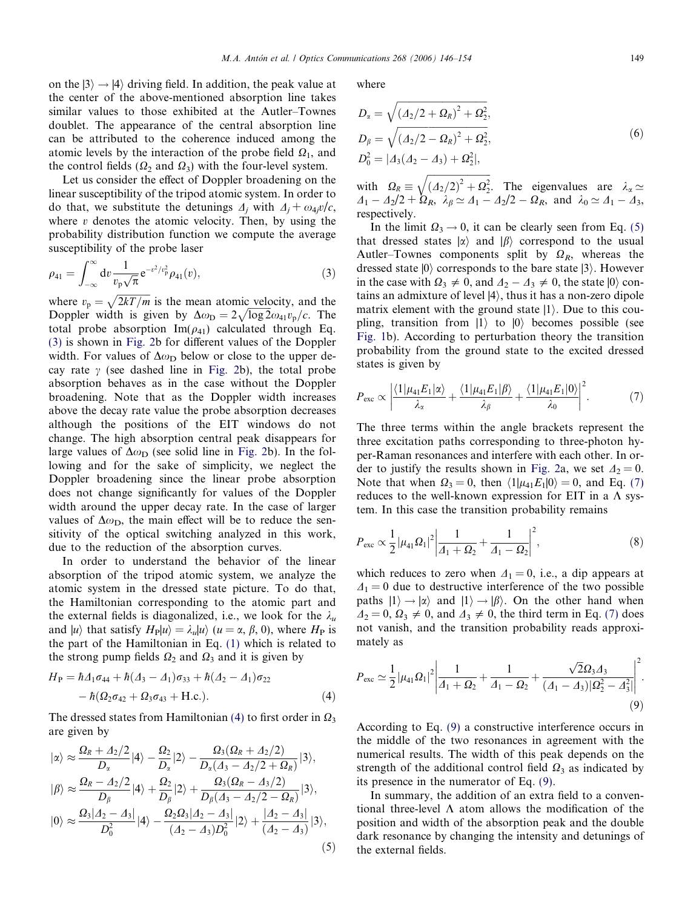on the $|3\rangle \to |4\rangle$ driving field. In addition, the peak value at the center of the above-mentioned absorption line takes similar values to those exhibited at the Autler–Townes doublet. The appearance of the central absorption line can be attributed to the coherence induced among the atomic levels by the interaction of the probe field $\Omega_1$, and the control fields ($\Omega_2$ and $\Omega_3$) with the four-level system.

Let us consider the effect of Doppler broadening on the linear susceptibility of the tripod atomic system. In order to do that, we substitute the detunings $\Delta_j$ with $\Delta_j + \omega_{4j}v/c$, where $v$ denotes the atomic velocity. Then, by using the probability distribution function we compute the average susceptibility of the probe laser

$$\rho_{41} = \int_{-\infty}^{\infty} \mathrm{d}v \frac{1}{v_p\sqrt{\pi}} \mathrm{e}^{-v^2/v_p^2}\rho_{41}(v), \tag{3}$$

where $v_p = \sqrt{2kT/m}$ is the mean atomic velocity, and the Doppler width is given by $\Delta\omega_D = 2\sqrt{\log 2}\,\omega_{41}v_p/c$. The total probe absorption $\mathrm{Im}(\rho_{41})$ calculated through Eq. (3) is shown in Fig. 2b for different values of the Doppler width. For values of $\Delta\omega_D$ below or close to the upper decay rate $\gamma$ (see dashed line in Fig. 2b), the total probe absorption behaves as in the case without the Doppler broadening. Note that as the Doppler width increases above the decay rate value the probe absorption decreases although the positions of the EIT windows do not change. The high absorption central peak disappears for large values of $\Delta\omega_D$ (see solid line in Fig. 2b). In the following and for the sake of simplicity, we neglect the Doppler broadening since the linear probe absorption does not change significantly for values of the Doppler width around the upper decay rate. In the case of larger values of $\Delta\omega_D$, the main effect will be to reduce the sensitivity of the optical switching analyzed in this work, due to the reduction of the absorption curves.

In order to understand the behavior of the linear absorption of the tripod atomic system, we analyze the atomic system in the dressed state picture. To do that, the Hamiltonian corresponding to the atomic part and the external fields is diagonalized, i.e., we look for the $\lambda_u$ and $|u\rangle$ that satisfy $H_P|u\rangle = \lambda_u|u\rangle$ ($u = \alpha, \beta, 0$), where $H_P$ is the part of the Hamiltonian in Eq. (1) which is related to the strong pump fields $\Omega_2$ and $\Omega_3$ and it is given by

$$H_P = \hbar\Delta_1\sigma_{44} + \hbar(\Delta_3 - \Delta_1)\sigma_{33} + \hbar(\Delta_2 - \Delta_1)\sigma_{22} - \hbar(\Omega_2\sigma_{42} + \Omega_3\sigma_{43} + \mathrm{H.c.}). \tag{4}$$

The dressed states from Hamiltonian (4) to first order in $\Omega_3$ are given by

$$\begin{aligned}
|\alpha\rangle &\approx \frac{\Omega_R + \Delta_2/2}{D_\alpha}|4\rangle - \frac{\Omega_2}{D_\alpha}|2\rangle - \frac{\Omega_3(\Omega_R + \Delta_2/2)}{D_\alpha(\Delta_3 - \Delta_2/2 + \Omega_R)}|3\rangle,\\
|\beta\rangle &\approx \frac{\Omega_R - \Delta_2/2}{D_\beta}|4\rangle + \frac{\Omega_2}{D_\beta}|2\rangle + \frac{\Omega_3(\Omega_R - \Delta_3/2)}{D_\beta(\Delta_3 - \Delta_2/2 - \Omega_R)}|3\rangle,\\
|0\rangle &\approx \frac{\Omega_3|\Delta_2 - \Delta_3|}{D_0^2}|4\rangle - \frac{\Omega_2\Omega_3|\Delta_2 - \Delta_3|}{(\Delta_2 - \Delta_3)D_0^2}|2\rangle + \frac{|\Delta_2 - \Delta_3|}{(\Delta_2 - \Delta_3)}|3\rangle,
\end{aligned} \tag{5}$$

where

$$\begin{aligned}
D_\alpha &= \sqrt{(\Delta_2/2 + \Omega_R)^2 + \Omega_2^2},\\
D_\beta &= \sqrt{(\Delta_2/2 - \Omega_R)^2 + \Omega_2^2},\\
D_0^2 &= |\Delta_3(\Delta_2 - \Delta_3) + \Omega_2^2|,
\end{aligned} \tag{6}$$

with $\Omega_R \equiv \sqrt{(\Delta_2/2)^2 + \Omega_2^2}$. The eigenvalues are $\lambda_\alpha \simeq \Delta_1 - \Delta_2/2 + \Omega_R$, $\lambda_\beta \simeq \Delta_1 - \Delta_2/2 - \Omega_R$, and $\lambda_0 \simeq \Delta_1 - \Delta_3$, respectively.

In the limit $\Omega_3 \to 0$, it can be clearly seen from Eq. (5) that dressed states $|\alpha\rangle$ and $|\beta\rangle$ correspond to the usual Autler–Townes components split by $\Omega_R$, whereas the dressed state $|0\rangle$ corresponds to the bare state $|3\rangle$. However in the case with $\Omega_3 \neq 0$, and $\Delta_2 - \Delta_3 \neq 0$, the state $|0\rangle$ contains an admixture of level $|4\rangle$, thus it has a non-zero dipole matrix element with the ground state $|1\rangle$. Due to this coupling, transition from $|1\rangle$ to $|0\rangle$ becomes possible (see Fig. 1b). According to perturbation theory the transition probability from the ground state to the excited dressed states is given by

$$P_{\mathrm{exc}} \propto \left|\frac{\langle 1|\mu_{41}E_1|\alpha\rangle}{\lambda_\alpha} + \frac{\langle 1|\mu_{41}E_1|\beta\rangle}{\lambda_\beta} + \frac{\langle 1|\mu_{41}E_1|0\rangle}{\lambda_0}\right|^2. \tag{7}$$

The three terms within the angle brackets represent the three excitation paths corresponding to three-photon hyper-Raman resonances and interfere with each other. In order to justify the results shown in Fig. 2a, we set $\Delta_2 = 0$. Note that when $\Omega_3 = 0$, then $\langle 1|\mu_{41}E_1|0\rangle = 0$, and Eq. (7) reduces to the well-known expression for EIT in a $\Lambda$ system. In this case the transition probability remains

$$P_{\mathrm{exc}} \propto \frac{1}{2}|\mu_{41}\Omega_1|^2\left|\frac{1}{\Delta_1 + \Omega_2} + \frac{1}{\Delta_1 - \Omega_2}\right|^2, \tag{8}$$

which reduces to zero when $\Delta_1 = 0$, i.e., a dip appears at $\Delta_1 = 0$ due to destructive interference of the two possible paths $|1\rangle \to |\alpha\rangle$ and $|1\rangle \to |\beta\rangle$. On the other hand when $\Delta_2 = 0$, $\Omega_3 \neq 0$, and $\Delta_3 \neq 0$, the third term in Eq. (7) does not vanish, and the transition probability reads approximately as

$$P_{\mathrm{exc}} \simeq \frac{1}{2}|\mu_{41}\Omega_1|^2\left|\frac{1}{\Delta_1 + \Omega_2} + \frac{1}{\Delta_1 - \Omega_2} + \frac{\sqrt{2}\Omega_3\Delta_3}{(\Delta_1 - \Delta_3)|\Omega_2^2 - \Delta_3^2|}\right|^2. \tag{9}$$

According to Eq. (9) a constructive interference occurs in the middle of the two resonances in agreement with the numerical results. The width of this peak depends on the strength of the additional control field $\Omega_3$ as indicated by its presence in the numerator of Eq. (9).

In summary, the addition of an extra field to a conventional three-level $\Lambda$ atom allows the modification of the position and width of the absorption peak and the double dark resonance by changing the intensity and detunings of the external fields.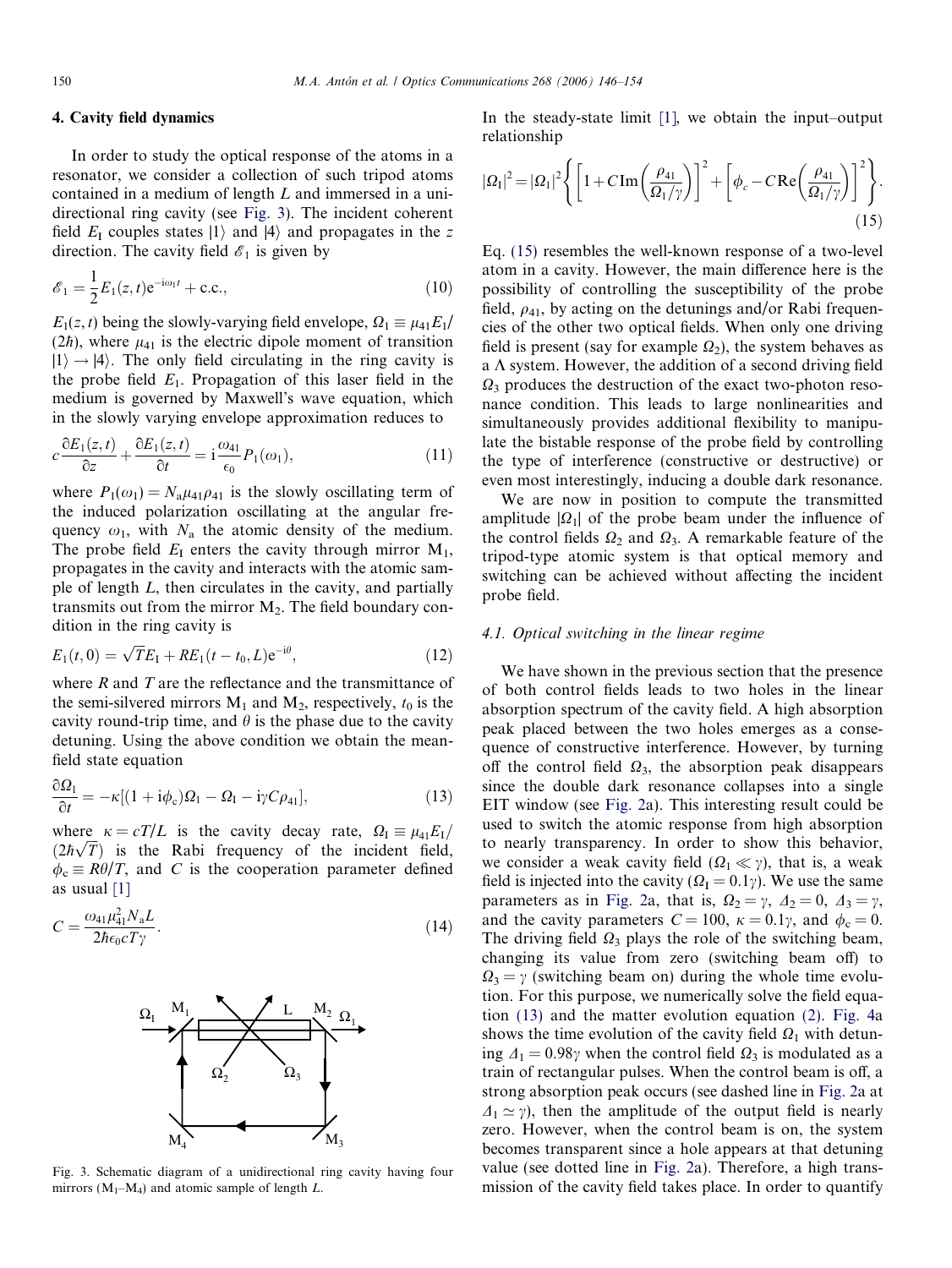## 4. Cavity field dynamics

In order to study the optical response of the atoms in a resonator, we consider a collection of such tripod atoms contained in a medium of length $L$ and immersed in a unidirectional ring cavity (see Fig. 3). The incident coherent field $E_I$ couples states $|1\rangle$ and $|4\rangle$ and propagates in the $z$ direction. The cavity field $\mathscr{E}_1$ is given by

$$\mathscr{E}_1 = \frac{1}{2}E_1(z,t)\mathrm{e}^{-\mathrm{i}\omega_1 t} + \mathrm{c.c.}, \tag{10}$$

$E_1(z,t)$ being the slowly-varying field envelope, $\Omega_1 \equiv \mu_{41}E_1/(2\hbar)$, where $\mu_{41}$ is the electric dipole moment of transition $|1\rangle \rightarrow |4\rangle$. The only field circulating in the ring cavity is the probe field $E_1$. Propagation of this laser field in the medium is governed by Maxwell's wave equation, which in the slowly varying envelope approximation reduces to

$$c\frac{\partial E_1(z,t)}{\partial z} + \frac{\partial E_1(z,t)}{\partial t} = \mathrm{i}\frac{\omega_{41}}{\epsilon_0}P_1(\omega_1), \tag{11}$$

where $P_1(\omega_1) = N_a\mu_{41}\rho_{41}$ is the slowly oscillating term of the induced polarization oscillating at the angular frequency $\omega_1$, with $N_a$ the atomic density of the medium. The probe field $E_I$ enters the cavity through mirror $M_1$, propagates in the cavity and interacts with the atomic sample of length $L$, then circulates in the cavity, and partially transmits out from the mirror $M_2$. The field boundary condition in the ring cavity is

$$E_1(t,0) = \sqrt{T}E_I + RE_1(t-t_0,L)\mathrm{e}^{-\mathrm{i}\theta}, \tag{12}$$

where $R$ and $T$ are the reflectance and the transmittance of the semi-silvered mirrors $M_1$ and $M_2$, respectively, $t_0$ is the cavity round-trip time, and $\theta$ is the phase due to the cavity detuning. Using the above condition we obtain the mean-field state equation

$$\frac{\partial \Omega_1}{\partial t} = -\kappa[(1+\mathrm{i}\phi_c)\Omega_1 - \Omega_I - \mathrm{i}\gamma C\rho_{41}], \tag{13}$$

where $\kappa = cT/L$ is the cavity decay rate, $\Omega_I \equiv \mu_{41}E_I/(2\hbar\sqrt{T})$ is the Rabi frequency of the incident field, $\phi_c \equiv R\theta/T$, and $C$ is the cooperation parameter defined as usual [1]

$$C = \frac{\omega_{41}\mu_{41}^2 N_a L}{2\hbar\epsilon_0 c T\gamma}. \tag{14}$$

Fig. 3. Schematic diagram of a unidirectional ring cavity having four mirrors ($M_1$–$M_4$) and atomic sample of length $L$.

In the steady-state limit [1], we obtain the input–output relationship

$$|\Omega_I|^2 = |\Omega_1|^2\left\{\left[1 + C\,\mathrm{Im}\left(\frac{\rho_{41}}{\Omega_1/\gamma}\right)\right]^2 + \left[\phi_c - C\,\mathrm{Re}\left(\frac{\rho_{41}}{\Omega_1/\gamma}\right)\right]^2\right\}. \tag{15}$$

Eq. (15) resembles the well-known response of a two-level atom in a cavity. However, the main difference here is the possibility of controlling the susceptibility of the probe field, $\rho_{41}$, by acting on the detunings and/or Rabi frequencies of the other two optical fields. When only one driving field is present (say for example $\Omega_2$), the system behaves as a $\Lambda$ system. However, the addition of a second driving field $\Omega_3$ produces the destruction of the exact two-photon resonance condition. This leads to large nonlinearities and simultaneously provides additional flexibility to manipulate the bistable response of the probe field by controlling the type of interference (constructive or destructive) or even most interestingly, inducing a double dark resonance.

We are now in position to compute the transmitted amplitude $|\Omega_1|$ of the probe beam under the influence of the control fields $\Omega_2$ and $\Omega_3$. A remarkable feature of the tripod-type atomic system is that optical memory and switching can be achieved without affecting the incident probe field.

### 4.1. Optical switching in the linear regime

We have shown in the previous section that the presence of both control fields leads to two holes in the linear absorption spectrum of the cavity field. A high absorption peak placed between the two holes emerges as a consequence of constructive interference. However, by turning off the control field $\Omega_3$, the absorption peak disappears since the double dark resonance collapses into a single EIT window (see Fig. 2a). This interesting result could be used to switch the atomic response from high absorption to nearly transparency. In order to show this behavior, we consider a weak cavity field ($\Omega_1 \ll \gamma$), that is, a weak field is injected into the cavity ($\Omega_I = 0.1\gamma$). We use the same parameters as in Fig. 2a, that is, $\Omega_2 = \gamma$, $\Delta_2 = 0$, $\Delta_3 = \gamma$, and the cavity parameters $C = 100$, $\kappa = 0.1\gamma$, and $\phi_c = 0$. The driving field $\Omega_3$ plays the role of the switching beam, changing its value from zero (switching beam off) to $\Omega_3 = \gamma$ (switching beam on) during the whole time evolution. For this purpose, we numerically solve the field equation (13) and the matter evolution equation (2). Fig. 4a shows the time evolution of the cavity field $\Omega_1$ with detuning $\Delta_1 = 0.98\gamma$ when the control field $\Omega_3$ is modulated as a train of rectangular pulses. When the control beam is off, a strong absorption peak occurs (see dashed line in Fig. 2a at $\Delta_1 \simeq \gamma$), then the amplitude of the output field is nearly zero. However, when the control beam is on, the system becomes transparent since a hole appears at that detuning value (see dotted line in Fig. 2a). Therefore, a high transmission of the cavity field takes place. In order to quantify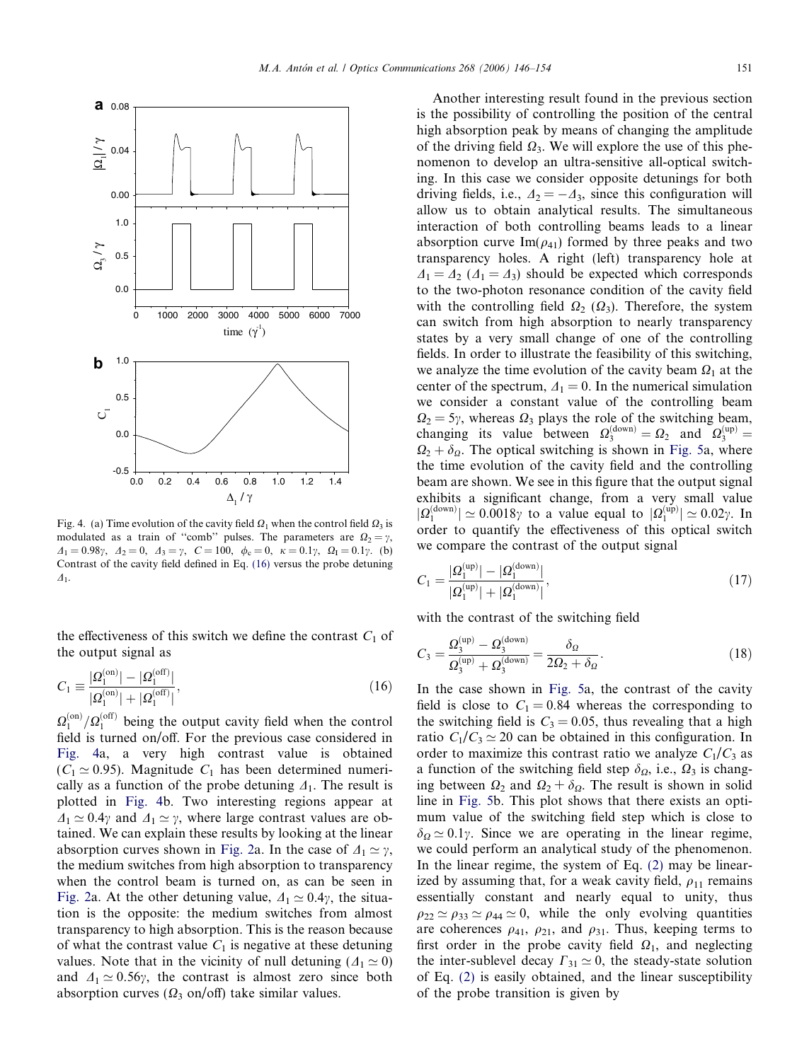Fig. 4. (a) Time evolution of the cavity field $\Omega_1$ when the control field $\Omega_3$ is modulated as a train of "comb" pulses. The parameters are $\Omega_2 = \gamma$, $\Delta_1 = 0.98\gamma$, $\Delta_2 = 0$, $\Delta_3 = \gamma$, $C = 100$, $\phi_c = 0$, $\kappa = 0.1\gamma$, $\Omega_I = 0.1\gamma$. (b) Contrast of the cavity field defined in Eq. (16) versus the probe detuning $\Delta_1$.

the effectiveness of this switch we define the contrast $C_1$ of the output signal as

$$C_1 \equiv \frac{|\Omega_1^{(\text{on})}| - |\Omega_1^{(\text{off})}|}{|\Omega_1^{(\text{on})}| + |\Omega_1^{(\text{off})}|}, \tag{16}$$

$\Omega_1^{(\text{on})}/\Omega_1^{(\text{off})}$ being the output cavity field when the control field is turned on/off. For the previous case considered in Fig. 4a, a very high contrast value is obtained ($C_1 \simeq 0.95$). Magnitude $C_1$ has been determined numerically as a function of the probe detuning $\Delta_1$. The result is plotted in Fig. 4b. Two interesting regions appear at $\Delta_1 \simeq 0.4\gamma$ and $\Delta_1 \simeq \gamma$, where large contrast values are obtained. We can explain these results by looking at the linear absorption curves shown in Fig. 2a. In the case of $\Delta_1 \simeq \gamma$, the medium switches from high absorption to transparency when the control beam is turned on, as can be seen in Fig. 2a. At the other detuning value, $\Delta_1 \simeq 0.4\gamma$, the situation is the opposite: the medium switches from almost transparency to high absorption. This is the reason because of what the contrast value $C_1$ is negative at these detuning values. Note that in the vicinity of null detuning ($\Delta_1 \simeq 0$) and $\Delta_1 \simeq 0.56\gamma$, the contrast is almost zero since both absorption curves ($\Omega_3$ on/off) take similar values.

Another interesting result found in the previous section is the possibility of controlling the position of the central high absorption peak by means of changing the amplitude of the driving field $\Omega_3$. We will explore the use of this phenomenon to develop an ultra-sensitive all-optical switching. In this case we consider opposite detunings for both driving fields, i.e., $\Delta_2 = -\Delta_3$, since this configuration will allow us to obtain analytical results. The simultaneous interaction of both controlling beams leads to a linear absorption curve $\text{Im}(\rho_{41})$ formed by three peaks and two transparency holes. A right (left) transparency hole at $\Delta_1 = \Delta_2$ ($\Delta_1 = \Delta_3$) should be expected which corresponds to the two-photon resonance condition of the cavity field with the controlling field $\Omega_2$ ($\Omega_3$). Therefore, the system can switch from high absorption to nearly transparency states by a very small change of one of the controlling fields. In order to illustrate the feasibility of this switching, we analyze the time evolution of the cavity beam $\Omega_1$ at the center of the spectrum, $\Delta_1 = 0$. In the numerical simulation we consider a constant value of the controlling beam $\Omega_2 = 5\gamma$, whereas $\Omega_3$ plays the role of the switching beam, changing its value between $\Omega_3^{(\text{down})} = \Omega_2$ and $\Omega_3^{(\text{up})} = \Omega_2 + \delta_\Omega$. The optical switching is shown in Fig. 5a, where the time evolution of the cavity field and the controlling beam are shown. We see in this figure that the output signal exhibits a significant change, from a very small value $|\Omega_1^{(\text{down})}| \simeq 0.0018\gamma$ to a value equal to $|\Omega_1^{(\text{up})}| \simeq 0.02\gamma$. In order to quantify the effectiveness of this optical switch we compare the contrast of the output signal

$$C_1 = \frac{|\Omega_1^{(\text{up})}| - |\Omega_1^{(\text{down})}|}{|\Omega_1^{(\text{up})}| + |\Omega_1^{(\text{down})}|}, \tag{17}$$

with the contrast of the switching field

$$C_3 = \frac{\Omega_3^{(\text{up})} - \Omega_3^{(\text{down})}}{\Omega_3^{(\text{up})} + \Omega_3^{(\text{down})}} = \frac{\delta_\Omega}{2\Omega_2 + \delta_\Omega}. \tag{18}$$

In the case shown in Fig. 5a, the contrast of the cavity field is close to $C_1 = 0.84$ whereas the corresponding to the switching field is $C_3 = 0.05$, thus revealing that a high ratio $C_1/C_3 \simeq 20$ can be obtained in this configuration. In order to maximize this contrast ratio we analyze $C_1/C_3$ as a function of the switching field step $\delta_\Omega$, i.e., $\Omega_3$ is changing between $\Omega_2$ and $\Omega_2 + \delta_\Omega$. The result is shown in solid line in Fig. 5b. This plot shows that there exists an optimum value of the switching field step which is close to $\delta_\Omega \simeq 0.1\gamma$. Since we are operating in the linear regime, we could perform an analytical study of the phenomenon. In the linear regime, the system of Eq. (2) may be linearized by assuming that, for a weak cavity field, $\rho_{11}$ remains essentially constant and nearly equal to unity, thus $\rho_{22} \simeq \rho_{33} \simeq \rho_{44} \simeq 0$, while the only evolving quantities are coherences $\rho_{41}$, $\rho_{21}$, and $\rho_{31}$. Thus, keeping terms to first order in the probe cavity field $\Omega_1$, and neglecting the inter-sublevel decay $\Gamma_{31} \simeq 0$, the steady-state solution of Eq. (2) is easily obtained, and the linear susceptibility of the probe transition is given by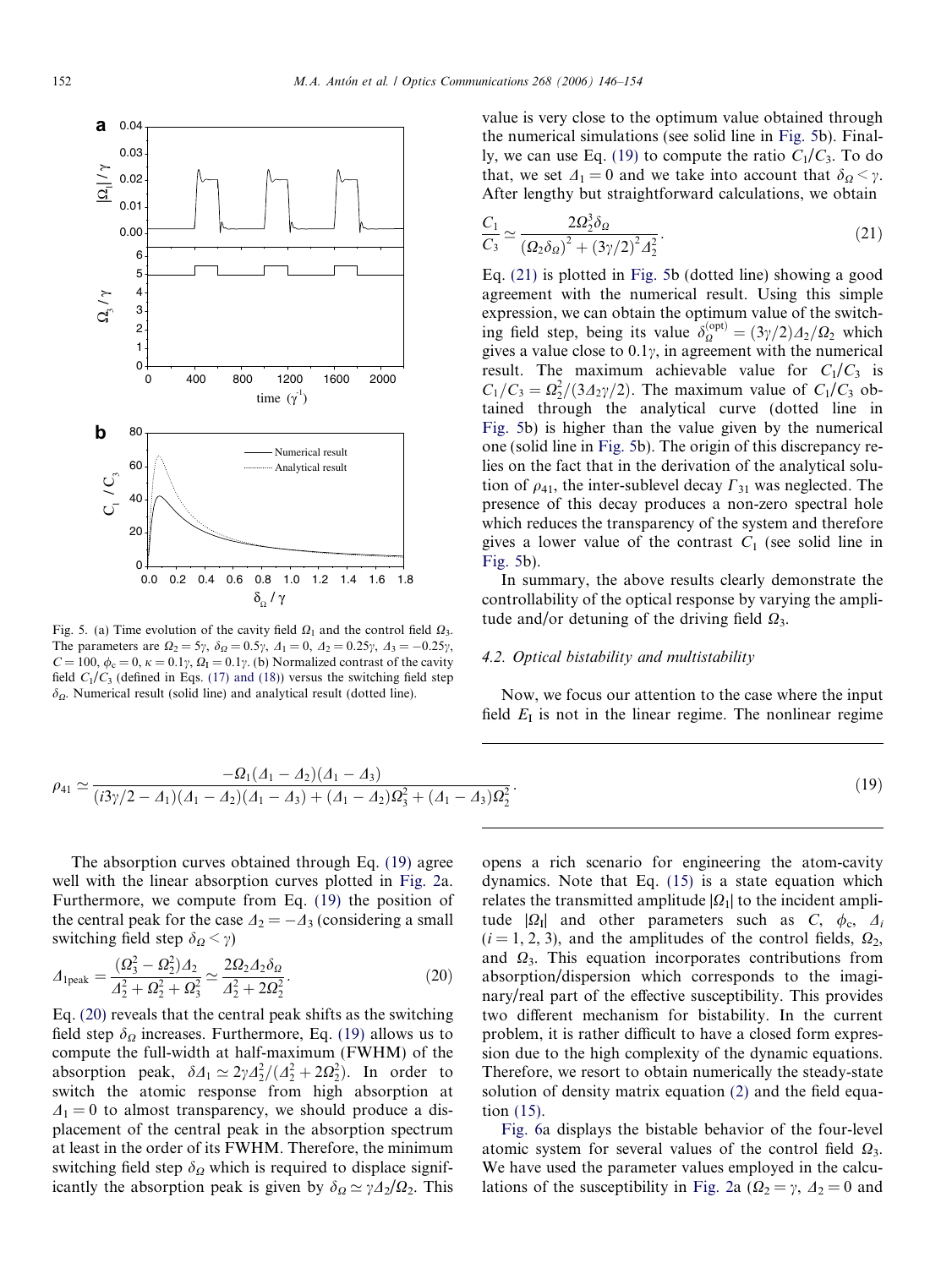Fig. 5. (a) Time evolution of the cavity field $\Omega_1$ and the control field $\Omega_3$. The parameters are $\Omega_2 = 5\gamma$, $\delta_\Omega = 0.5\gamma$, $\Delta_1 = 0$, $\Delta_2 = 0.25\gamma$, $\Delta_3 = -0.25\gamma$, $C = 100$, $\phi_c = 0$, $\kappa = 0.1\gamma$, $\Omega_I = 0.1\gamma$. (b) Normalized contrast of the cavity field $C_1/C_3$ (defined in Eqs. (17) and (18)) versus the switching field step $\delta_\Omega$. Numerical result (solid line) and analytical result (dotted line).

$$\rho_{41} \simeq \frac{-\Omega_1(\Delta_1 - \Delta_2)(\Delta_1 - \Delta_3)}{(i3\gamma/2 - \Delta_1)(\Delta_1 - \Delta_2)(\Delta_1 - \Delta_3) + (\Delta_1 - \Delta_2)\Omega_3^2 + (\Delta_1 - \Delta_3)\Omega_2^2}. \tag{19}$$

The absorption curves obtained through Eq. (19) agree well with the linear absorption curves plotted in Fig. 2a. Furthermore, we compute from Eq. (19) the position of the central peak for the case $\Delta_2 = -\Delta_3$ (considering a small switching field step $\delta_\Omega < \gamma$)

$$\Delta_{1\text{peak}} = \frac{(\Omega_3^2 - \Omega_2^2)\Delta_2}{\Delta_2^2 + \Omega_2^2 + \Omega_3^2} \simeq \frac{2\Omega_2\Delta_2\delta_\Omega}{\Delta_2^2 + 2\Omega_2^2}. \tag{20}$$

Eq. (20) reveals that the central peak shifts as the switching field step $\delta_\Omega$ increases. Furthermore, Eq. (19) allows us to compute the full-width at half-maximum (FWHM) of the absorption peak, $\delta\Delta_1 \simeq 2\gamma\Delta_2^2/(\Delta_2^2 + 2\Omega_2^2)$. In order to switch the atomic response from high absorption at $\Delta_1 = 0$ to almost transparency, we should produce a displacement of the central peak in the absorption spectrum at least in the order of its FWHM. Therefore, the minimum switching field step $\delta_\Omega$ which is required to displace significantly the absorption peak is given by $\delta_\Omega \simeq \gamma\Delta_2/\Omega_2$. This value is very close to the optimum value obtained through the numerical simulations (see solid line in Fig. 5b). Finally, we can use Eq. (19) to compute the ratio $C_1/C_3$. To do that, we set $\Delta_1 = 0$ and we take into account that $\delta_\Omega < \gamma$. After lengthy but straightforward calculations, we obtain

$$\frac{C_1}{C_3} \simeq \frac{2\Omega_2^3\delta_\Omega}{(\Omega_2\delta_\Omega)^2 + (3\gamma/2)^2\Delta_2^2}. \tag{21}$$

Eq. (21) is plotted in Fig. 5b (dotted line) showing a good agreement with the numerical result. Using this simple expression, we can obtain the optimum value of the switching field step, being its value $\delta_\Omega^{(\text{opt})} = (3\gamma/2)\Delta_2/\Omega_2$ which gives a value close to $0.1\gamma$, in agreement with the numerical result. The maximum achievable value for $C_1/C_3$ is $C_1/C_3 = \Omega_2^2/(3\Delta_2\gamma/2)$. The maximum value of $C_1/C_3$ obtained through the analytical curve (dotted line in Fig. 5b) is higher than the value given by the numerical one (solid line in Fig. 5b). The origin of this discrepancy relies on the fact that in the derivation of the analytical solution of $\rho_{41}$, the inter-sublevel decay $\Gamma_{31}$ was neglected. The presence of this decay produces a non-zero spectral hole which reduces the transparency of the system and therefore gives a lower value of the contrast $C_1$ (see solid line in Fig. 5b).

In summary, the above results clearly demonstrate the controllability of the optical response by varying the amplitude and/or detuning of the driving field $\Omega_3$.

### 4.2. Optical bistability and multistability

Now, we focus our attention to the case where the input field $E_I$ is not in the linear regime. The nonlinear regime opens a rich scenario for engineering the atom-cavity dynamics. Note that Eq. (15) is a state equation which relates the transmitted amplitude $|\Omega_1|$ to the incident amplitude $|\Omega_I|$ and other parameters such as $C$, $\phi_c$, $\Delta_i$ ($i = 1, 2, 3$), and the amplitudes of the control fields, $\Omega_2$, and $\Omega_3$. This equation incorporates contributions from absorption/dispersion which corresponds to the imaginary/real part of the effective susceptibility. This provides two different mechanism for bistability. In the current problem, it is rather difficult to have a closed form expression due to the high complexity of the dynamic equations. Therefore, we resort to obtain numerically the steady-state solution of density matrix equation (2) and the field equation (15).

Fig. 6a displays the bistable behavior of the four-level atomic system for several values of the control field $\Omega_3$. We have used the parameter values employed in the calculations of the susceptibility in Fig. 2a ($\Omega_2 = \gamma$, $\Delta_2 = 0$ and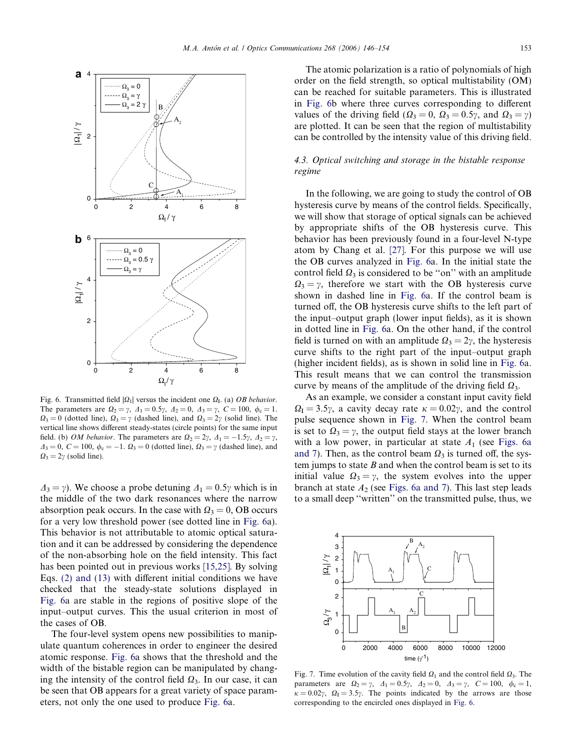Fig. 6. Transmitted field $|\Omega_1|$ versus the incident one $\Omega_I$. (a) *OB behavior*. The parameters are $\Omega_2 = \gamma$, $\Delta_1 = 0.5\gamma$, $\Delta_2 = 0$, $\Delta_3 = \gamma$, $C = 100$, $\phi_c = 1$. $\Omega_3 = 0$ (dotted line), $\Omega_3 = \gamma$ (dashed line), and $\Omega_3 = 2\gamma$ (solid line). The vertical line shows different steady-states (circle points) for the same input field. (b) *OM behavior*. The parameters are $\Omega_2 = 2\gamma$, $\Delta_1 = -1.5\gamma$, $\Delta_2 = \gamma$, $\Delta_3 = 0$, $C = 100$, $\phi_c = -1$. $\Omega_3 = 0$ (dotted line), $\Omega_3 = \gamma$ (dashed line), and $\Omega_3 = 2\gamma$ (solid line).

$\Delta_3 = \gamma$). We choose a probe detuning $\Delta_1 = 0.5\gamma$ which is in the middle of the two dark resonances where the narrow absorption peak occurs. In the case with $\Omega_3 = 0$, OB occurs for a very low threshold power (see dotted line in Fig. 6a). This behavior is not attributable to atomic optical saturation and it can be addressed by considering the dependence of the non-absorbing hole on the field intensity. This fact has been pointed out in previous works [15,25]. By solving Eqs. (2) and (13) with different initial conditions we have checked that the steady-state solutions displayed in Fig. 6a are stable in the regions of positive slope of the input–output curves. This the usual criterion in most of the cases of OB.

The four-level system opens new possibilities to manipulate quantum coherences in order to engineer the desired atomic response. Fig. 6a shows that the threshold and the width of the bistable region can be manipulated by changing the intensity of the control field $\Omega_3$. In our case, it can be seen that OB appears for a great variety of space parameters, not only the one used to produce Fig. 6a.

The atomic polarization is a ratio of polynomials of high order on the field strength, so optical multistability (OM) can be reached for suitable parameters. This is illustrated in Fig. 6b where three curves corresponding to different values of the driving field ($\Omega_3 = 0$, $\Omega_3 = 0.5\gamma$, and $\Omega_3 = \gamma$) are plotted. It can be seen that the region of multistability can be controlled by the intensity value of this driving field.

### 4.3. Optical switching and storage in the bistable response regime

In the following, we are going to study the control of OB hysteresis curve by means of the control fields. Specifically, we will show that storage of optical signals can be achieved by appropriate shifts of the OB hysteresis curve. This behavior has been previously found in a four-level N-type atom by Chang et al. [27]. For this purpose we will use the OB curves analyzed in Fig. 6a. In the initial state the control field $\Omega_3$ is considered to be "on" with an amplitude $\Omega_3 = \gamma$, therefore we start with the OB hysteresis curve shown in dashed line in Fig. 6a. If the control beam is turned off, the OB hysteresis curve shifts to the left part of the input–output graph (lower input fields), as it is shown in dotted line in Fig. 6a. On the other hand, if the control field is turned on with an amplitude $\Omega_3 = 2\gamma$, the hysteresis curve shifts to the right part of the input–output graph (higher incident fields), as is shown in solid line in Fig. 6a. This result means that we can control the transmission curve by means of the amplitude of the driving field $\Omega_3$.

As an example, we consider a constant input cavity field $\Omega_I = 3.5\gamma$, a cavity decay rate $\kappa = 0.02\gamma$, and the control pulse sequence shown in Fig. 7. When the control beam is set to $\Omega_3 = \gamma$, the output field stays at the lower branch with a low power, in particular at state $A_1$ (see Figs. 6a and 7). Then, as the control beam $\Omega_3$ is turned off, the system jumps to state $B$ and when the control beam is set to its initial value $\Omega_3 = \gamma$, the system evolves into the upper branch at state $A_2$ (see Figs. 6a and 7). This last step leads to a small deep "written" on the transmitted pulse, thus, we

Fig. 7. Time evolution of the cavity field $\Omega_1$ and the control field $\Omega_3$. The parameters are $\Omega_2 = \gamma$, $\Delta_1 = 0.5\gamma$, $\Delta_2 = 0$, $\Delta_3 = \gamma$, $C = 100$, $\phi_c = 1$, $\kappa = 0.02\gamma$, $\Omega_I = 3.5\gamma$. The points indicated by the arrows are those corresponding to the encircled ones displayed in Fig. 6.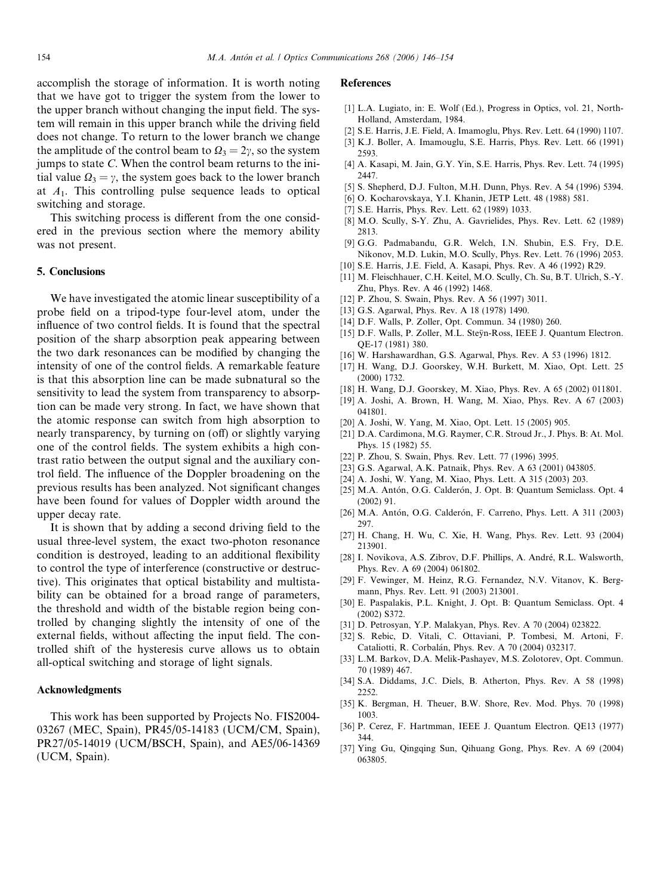accomplish the storage of information. It is worth noting that we have got to trigger the system from the lower to the upper branch without changing the input field. The system will remain in this upper branch while the driving field does not change. To return to the lower branch we change the amplitude of the control beam to $\Omega_3 = 2\gamma$, so the system jumps to state $C$. When the control beam returns to the initial value $\Omega_3 = \gamma$, the system goes back to the lower branch at $A_1$. This controlling pulse sequence leads to optical switching and storage.

This switching process is different from the one considered in the previous section where the memory ability was not present.

## 5. Conclusions

We have investigated the atomic linear susceptibility of a probe field on a tripod-type four-level atom, under the influence of two control fields. It is found that the spectral position of the sharp absorption peak appearing between the two dark resonances can be modified by changing the intensity of one of the control fields. A remarkable feature is that this absorption line can be made subnatural so the sensitivity to lead the system from transparency to absorption can be made very strong. In fact, we have shown that the atomic response can switch from high absorption to nearly transparency, by turning on (off) or slightly varying one of the control fields. The system exhibits a high contrast ratio between the output signal and the auxiliary control field. The influence of the Doppler broadening on the previous results has been analyzed. Not significant changes have been found for values of Doppler width around the upper decay rate.

It is shown that by adding a second driving field to the usual three-level system, the exact two-photon resonance condition is destroyed, leading to an additional flexibility to control the type of interference (constructive or destructive). This originates that optical bistability and multistability can be obtained for a broad range of parameters, the threshold and width of the bistable region being controlled by changing slightly the intensity of one of the external fields, without affecting the input field. The controlled shift of the hysteresis curve allows us to obtain all-optical switching and storage of light signals.

## Acknowledgments

This work has been supported by Projects No. FIS2004-03267 (MEC, Spain), PR45/05-14183 (UCM/CM, Spain), PR27/05-14019 (UCM/BSCH, Spain), and AE5/06-14369 (UCM, Spain).

## References

[1] L.A. Lugiato, in: E. Wolf (Ed.), Progress in Optics, vol. 21, North-Holland, Amsterdam, 1984.
[2] S.E. Harris, J.E. Field, A. Imamoglu, Phys. Rev. Lett. 64 (1990) 1107.
[3] K.J. Boller, A. Imamouglu, S.E. Harris, Phys. Rev. Lett. 66 (1991) 2593.
[4] A. Kasapi, M. Jain, G.Y. Yin, S.E. Harris, Phys. Rev. Lett. 74 (1995) 2447.
[5] S. Shepherd, D.J. Fulton, M.H. Dunn, Phys. Rev. A 54 (1996) 5394.
[6] O. Kocharovskaya, Y.I. Khanin, JETP Lett. 48 (1988) 581.
[7] S.E. Harris, Phys. Rev. Lett. 62 (1989) 1033.
[8] M.O. Scully, S-Y. Zhu, A. Gavrielides, Phys. Rev. Lett. 62 (1989) 2813.
[9] G.G. Padmabandu, G.R. Welch, I.N. Shubin, E.S. Fry, D.E. Nikonov, M.D. Lukin, M.O. Scully, Phys. Rev. Lett. 76 (1996) 2053.
[10] S.E. Harris, J.E. Field, A. Kasapi, Phys. Rev. A 46 (1992) R29.
[11] M. Fleischhauer, C.H. Keitel, M.O. Scully, Ch. Su, B.T. Ulrich, S.-Y. Zhu, Phys. Rev. A 46 (1992) 1468.
[12] P. Zhou, S. Swain, Phys. Rev. A 56 (1997) 3011.
[13] G.S. Agarwal, Phys. Rev. A 18 (1978) 1490.
[14] D.F. Walls, P. Zoller, Opt. Commun. 34 (1980) 260.
[15] D.F. Walls, P. Zoller, M.L. Steÿn-Ross, IEEE J. Quantum Electron. QE-17 (1981) 380.
[16] W. Harshawardhan, G.S. Agarwal, Phys. Rev. A 53 (1996) 1812.
[17] H. Wang, D.J. Goorskey, W.H. Burkett, M. Xiao, Opt. Lett. 25 (2000) 1732.
[18] H. Wang, D.J. Goorskey, M. Xiao, Phys. Rev. A 65 (2002) 011801.
[19] A. Joshi, A. Brown, H. Wang, M. Xiao, Phys. Rev. A 67 (2003) 041801.
[20] A. Joshi, W. Yang, M. Xiao, Opt. Lett. 15 (2005) 905.
[21] D.A. Cardimona, M.G. Raymer, C.R. Stroud Jr., J. Phys. B: At. Mol. Phys. 15 (1982) 55.
[22] P. Zhou, S. Swain, Phys. Rev. Lett. 77 (1996) 3995.
[23] G.S. Agarwal, A.K. Patnaik, Phys. Rev. A 63 (2001) 043805.
[24] A. Joshi, W. Yang, M. Xiao, Phys. Lett. A 315 (2003) 203.
[25] M.A. Antón, O.G. Calderón, J. Opt. B: Quantum Semiclass. Opt. 4 (2002) 91.
[26] M.A. Antón, O.G. Calderón, F. Carreño, Phys. Lett. A 311 (2003) 297.
[27] H. Chang, H. Wu, C. Xie, H. Wang, Phys. Rev. Lett. 93 (2004) 213901.
[28] I. Novikova, A.S. Zibrov, D.F. Phillips, A. André, R.L. Walsworth, Phys. Rev. A 69 (2004) 061802.
[29] F. Vewinger, M. Heinz, R.G. Fernandez, N.V. Vitanov, K. Bergmann, Phys. Rev. Lett. 91 (2003) 213001.
[30] E. Paspalakis, P.L. Knight, J. Opt. B: Quantum Semiclass. Opt. 4 (2002) S372.
[31] D. Petrosyan, Y.P. Malakyan, Phys. Rev. A 70 (2004) 023822.
[32] S. Rebic, D. Vitali, C. Ottaviani, P. Tombesi, M. Artoni, F. Cataliotti, R. Corbalán, Phys. Rev. A 70 (2004) 032317.
[33] L.M. Barkov, D.A. Melik-Pashayev, M.S. Zolotorev, Opt. Commun. 70 (1989) 467.
[34] S.A. Diddams, J.C. Diels, B. Atherton, Phys. Rev. A 58 (1998) 2252.
[35] K. Bergman, H. Theuer, B.W. Shore, Rev. Mod. Phys. 70 (1998) 1003.
[36] P. Cerez, F. Hartmman, IEEE J. Quantum Electron. QE13 (1977) 344.
[37] Ying Gu, Qingqing Sun, Qihuang Gong, Phys. Rev. A 69 (2004) 063805.